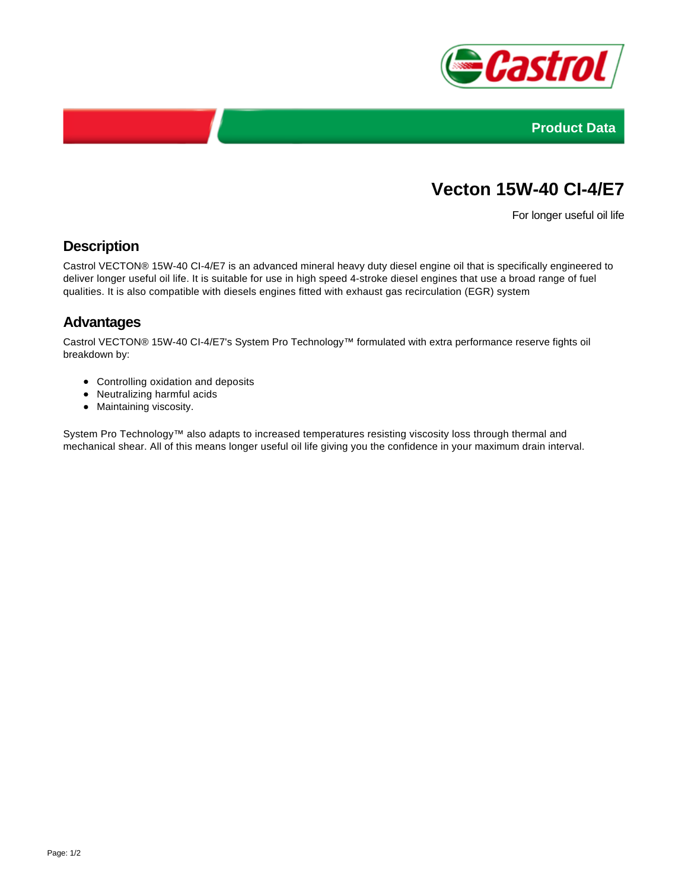Product Data

# Vecton 15W-40 CI-4/E7

For longer useful oil life

## Description

Castrol VECTON® 15W-40 CI-4/E7 is an advanced mineral heavy duty diesel engine oil that is specifically engineered to deliver longer useful oil life. It is suitable for use in high speed 4-stroke diesel engines that use a broad range of fuel qualities. It is also compatible with diesels engines fitted with exhaust gas recirculation (EGR) system

## Advantages

Castrol VECTON® 15W-40 CI-4/E7's System Pro Technology™ formulated with extra performance reserve fights oil breakdown by:

- Controlling oxidation and deposits
- Neutralizing harmful acids
- Maintaining viscosity.

System Pro Technology™ also adapts to increased temperatures resisting viscosity loss through thermal and mechanical shear. All of this means longer useful oil life giving you the confidence in your maximum drain interval.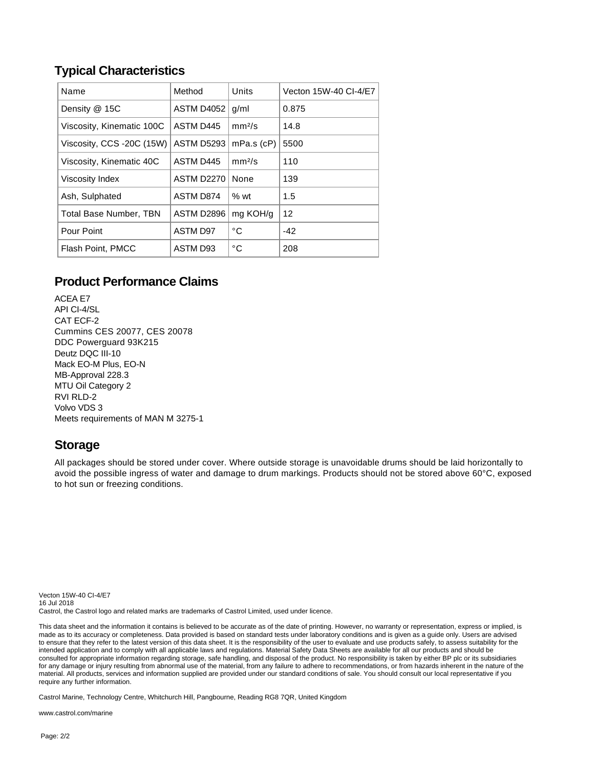## Typical Characteristics

| Name | Method | Units | Vecton 15W-40 CI-4/E7 |
| --- | --- | --- | --- |
| Density @ 15C | ASTM D4052 | g/ml | 0.875 |
| Viscosity, Kinematic 100C | ASTM D445 | mm²/s | 14.8 |
| Viscosity, CCS -20C (15W) | ASTM D5293 | mPa.s (cP) | 5500 |
| Viscosity, Kinematic 40C | ASTM D445 | mm²/s | 110 |
| Viscosity Index | ASTM D2270 | None | 139 |
| Ash, Sulphated | ASTM D874 | % wt | 1.5 |
| Total Base Number, TBN | ASTM D2896 | mg KOH/g | 12 |
| Pour Point | ASTM D97 | °C | -42 |
| Flash Point, PMCC | ASTM D93 | °C | 208 |

## Product Performance Claims

ACEA E7
API CI-4/SL
CAT ECF-2
Cummins CES 20077, CES 20078
DDC Powerguard 93K215
Deutz DQC III-10
Mack EO-M Plus, EO-N
MB-Approval 228.3
MTU Oil Category 2
RVI RLD-2
Volvo VDS 3
Meets requirements of MAN M 3275-1

## Storage

All packages should be stored under cover. Where outside storage is unavoidable drums should be laid horizontally to avoid the possible ingress of water and damage to drum markings. Products should not be stored above 60°C, exposed to hot sun or freezing conditions.

Vecton 15W-40 CI-4/E7
16 Jul 2018
Castrol, the Castrol logo and related marks are trademarks of Castrol Limited, used under licence.

This data sheet and the information it contains is believed to be accurate as of the date of printing. However, no warranty or representation, express or implied, is made as to its accuracy or completeness. Data provided is based on standard tests under laboratory conditions and is given as a guide only. Users are advised to ensure that they refer to the latest version of this data sheet. It is the responsibility of the user to evaluate and use products safely, to assess suitability for the intended application and to comply with all applicable laws and regulations. Material Safety Data Sheets are available for all our products and should be consulted for appropriate information regarding storage, safe handling, and disposal of the product. No responsibility is taken by either BP plc or its subsidiaries for any damage or injury resulting from abnormal use of the material, from any failure to adhere to recommendations, or from hazards inherent in the nature of the material. All products, services and information supplied are provided under our standard conditions of sale. You should consult our local representative if you require any further information.

Castrol Marine, Technology Centre, Whitchurch Hill, Pangbourne, Reading RG8 7QR, United Kingdom

www.castrol.com/marine